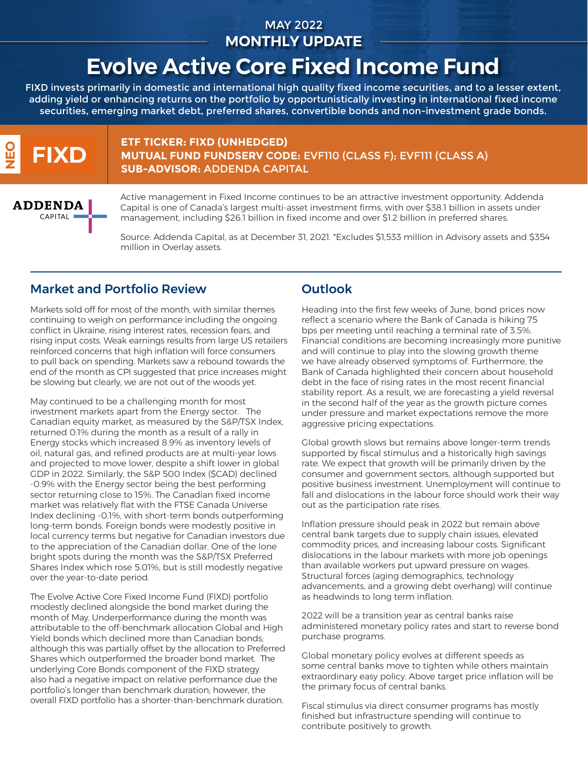MAY 2022

MONTHLY UPDATE

# Evolve Active Core Fixed Income Fund

FIXD invests primarily in domestic and international high quality fixed income securities, and to a lesser extent, adding yield or enhancing returns on the portfolio by opportunistically investing in international fixed income securities, emerging market debt, preferred shares, convertible bonds and non-investment grade bonds.

NEO **FIXD**

**ETF TICKER: FIXD (UNHEDGED)**
**MUTUAL FUND FUNDSERV CODE:** EVF110 (CLASS F); EVF111 (CLASS A)
**SUB-ADVISOR:** ADDENDA CAPITAL

ADDENDA CAPITAL

Active management in Fixed Income continues to be an attractive investment opportunity. Addenda Capital is one of Canada's largest multi-asset investment firms, with over $38.1 billion in assets under management, including $26.1 billion in fixed income and over $1.2 billion in preferred shares.

Source: Addenda Capital, as at December 31, 2021. *Excludes $1,533 million in Advisory assets and $354 million in Overlay assets.

## Market and Portfolio Review

Markets sold off for most of the month, with similar themes continuing to weigh on performance including the ongoing conflict in Ukraine, rising interest rates, recession fears, and rising input costs. Weak earnings results from large US retailers reinforced concerns that high inflation will force consumers to pull back on spending. Markets saw a rebound towards the end of the month as CPI suggested that price increases might be slowing but clearly, we are not out of the woods yet.

May continued to be a challenging month for most investment markets apart from the Energy sector. The Canadian equity market, as measured by the S&P/TSX Index, returned 0.1% during the month as a result of a rally in Energy stocks which increased 8.9% as inventory levels of oil, natural gas, and refined products are at multi-year lows and projected to move lower, despite a shift lower in global GDP in 2022. Similarly, the S&P 500 Index ($CAD) declined -0.9% with the Energy sector being the best performing sector returning close to 15%. The Canadian fixed income market was relatively flat with the FTSE Canada Universe Index declining -0.1%, with short-term bonds outperforming long-term bonds. Foreign bonds were modestly positive in local currency terms but negative for Canadian investors due to the appreciation of the Canadian dollar. One of the lone bright spots during the month was the S&P/TSX Preferred Shares Index which rose 5.01%, but is still modestly negative over the year-to-date period.

The Evolve Active Core Fixed Income Fund (FIXD) portfolio modestly declined alongside the bond market during the month of May. Underperformance during the month was attributable to the off-benchmark allocation Global and High Yield bonds which declined more than Canadian bonds; although this was partially offset by the allocation to Preferred Shares which outperformed the broader bond market. The underlying Core Bonds component of the FIXD strategy also had a negative impact on relative performance due the portfolio's longer than benchmark duration; however, the overall FIXD portfolio has a shorter-than-benchmark duration.

## Outlook

Heading into the first few weeks of June, bond prices now reflect a scenario where the Bank of Canada is hiking 75 bps per meeting until reaching a terminal rate of 3.5%. Financial conditions are becoming increasingly more punitive and will continue to play into the slowing growth theme we have already observed symptoms of. Furthermore, the Bank of Canada highlighted their concern about household debt in the face of rising rates in the most recent financial stability report. As a result, we are forecasting a yield reversal in the second half of the year as the growth picture comes under pressure and market expectations remove the more aggressive pricing expectations.

Global growth slows but remains above longer-term trends supported by fiscal stimulus and a historically high savings rate. We expect that growth will be primarily driven by the consumer and government sectors, although supported but positive business investment. Unemployment will continue to fall and dislocations in the labour force should work their way out as the participation rate rises.

Inflation pressure should peak in 2022 but remain above central bank targets due to supply chain issues, elevated commodity prices, and increasing labour costs. Significant dislocations in the labour markets with more job openings than available workers put upward pressure on wages. Structural forces (aging demographics, technology advancements, and a growing debt overhang) will continue as headwinds to long term inflation.

2022 will be a transition year as central banks raise administered monetary policy rates and start to reverse bond purchase programs.

Global monetary policy evolves at different speeds as some central banks move to tighten while others maintain extraordinary easy policy. Above target price inflation will be the primary focus of central banks.

Fiscal stimulus via direct consumer programs has mostly finished but infrastructure spending will continue to contribute positively to growth.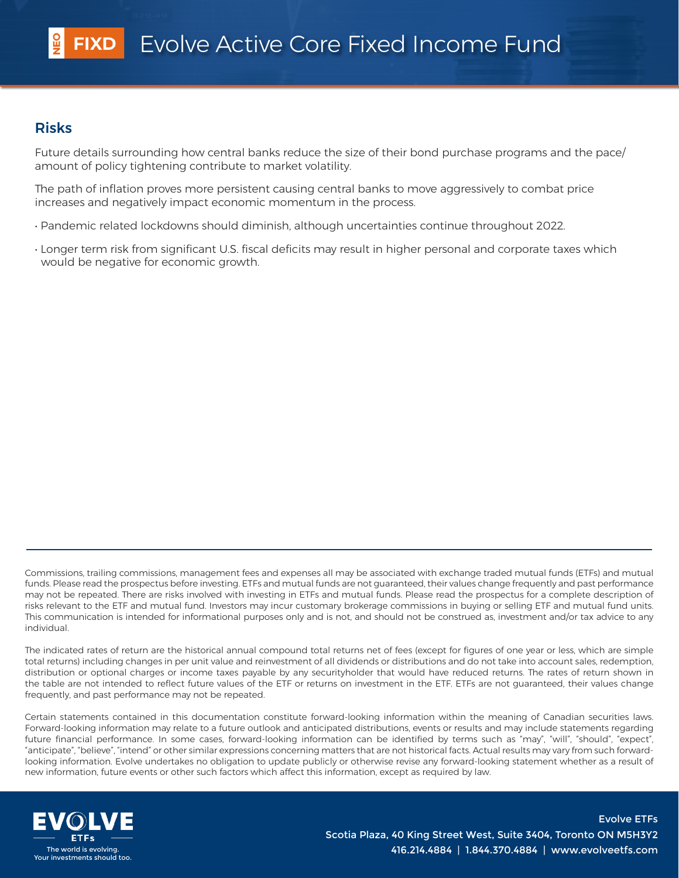# NEO FIXD Evolve Active Core Fixed Income Fund

## Risks

Future details surrounding how central banks reduce the size of their bond purchase programs and the pace/amount of policy tightening contribute to market volatility.

The path of inflation proves more persistent causing central banks to move aggressively to combat price increases and negatively impact economic momentum in the process.

- Pandemic related lockdowns should diminish, although uncertainties continue throughout 2022.
- Longer term risk from significant U.S. fiscal deficits may result in higher personal and corporate taxes which would be negative for economic growth.

---

Commissions, trailing commissions, management fees and expenses all may be associated with exchange traded mutual funds (ETFs) and mutual funds. Please read the prospectus before investing. ETFs and mutual funds are not guaranteed, their values change frequently and past performance may not be repeated. There are risks involved with investing in ETFs and mutual funds. Please read the prospectus for a complete description of risks relevant to the ETF and mutual fund. Investors may incur customary brokerage commissions in buying or selling ETF and mutual fund units. This communication is intended for informational purposes only and is not, and should not be construed as, investment and/or tax advice to any individual.

The indicated rates of return are the historical annual compound total returns net of fees (except for figures of one year or less, which are simple total returns) including changes in per unit value and reinvestment of all dividends or distributions and do not take into account sales, redemption, distribution or optional charges or income taxes payable by any securityholder that would have reduced returns. The rates of return shown in the table are not intended to reflect future values of the ETF or returns on investment in the ETF. ETFs are not guaranteed, their values change frequently, and past performance may not be repeated.

Certain statements contained in this documentation constitute forward-looking information within the meaning of Canadian securities laws. Forward-looking information may relate to a future outlook and anticipated distributions, events or results and may include statements regarding future financial performance. In some cases, forward-looking information can be identified by terms such as "may", "will", "should", "expect", "anticipate", "believe", "intend" or other similar expressions concerning matters that are not historical facts. Actual results may vary from such forward-looking information. Evolve undertakes no obligation to update publicly or otherwise revise any forward-looking statement whether as a result of new information, future events or other such factors which affect this information, except as required by law.

EVOLVE ETFs
The world is evolving.
Your investments should too.

Evolve ETFs
Scotia Plaza, 40 King Street West, Suite 3404, Toronto ON M5H3Y2
416.214.4884 | 1.844.370.4884 | www.evolveetfs.com